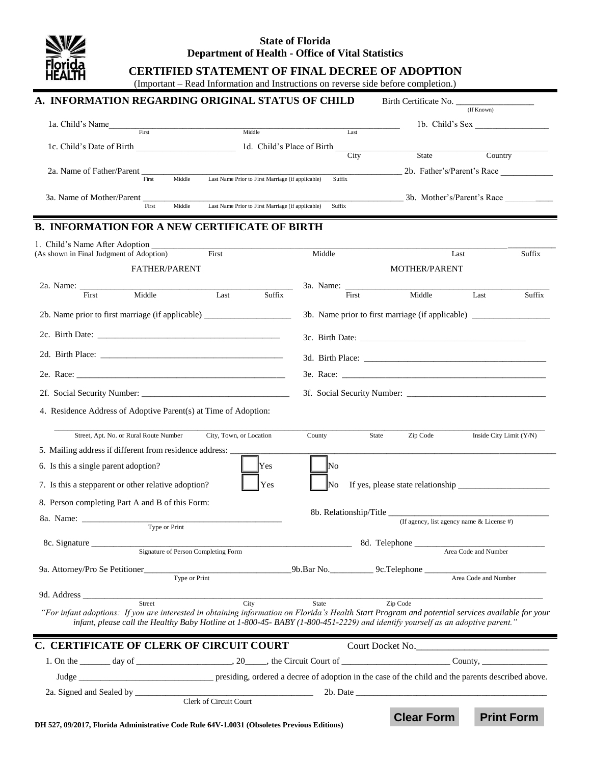**State of Florida**
**Department of Health - Office of Vital Statistics**

# CERTIFIED STATEMENT OF FINAL DECREE OF ADOPTION

(Important – Read Information and Instructions on reverse side before completion.)

## A. INFORMATION REGARDING ORIGINAL STATUS OF CHILD

Birth Certificate No. ________________ (If Known)

1a. Child's Name ______________________________ (First, Middle, Last) 1b. Child's Sex ________________

1c. Child's Date of Birth ____________________ 1d. Child's Place of Birth ______________________ (City, State, Country)

2a. Name of Father/Parent ______________________________ (First, Middle, Last Name Prior to First Marriage (if applicable), Suffix) 2b. Father's/Parent's Race ____________

3a. Name of Mother/Parent ______________________________ (First, Middle, Last Name Prior to First Marriage (if applicable), Suffix) 3b. Mother's/Parent's Race ____________

## B. INFORMATION FOR A NEW CERTIFICATE OF BIRTH

1. Child's Name After Adoption ______________________________ (First, Middle, Last, Suffix)
(As shown in Final Judgment of Adoption)

| FATHER/PARENT | MOTHER/PARENT |
|---|---|
| 2a. Name: ____________ (First, Middle, Last, Suffix) | 3a. Name: ____________ (First, Middle, Last, Suffix) |
| 2b. Name prior to first marriage (if applicable) ____________ | 3b. Name prior to first marriage (if applicable) ____________ |
| 2c. Birth Date: ____________ | 3c. Birth Date: ____________ |
| 2d. Birth Place: ____________ | 3d. Birth Place: ____________ |
| 2e. Race: ____________ | 3e. Race: ____________ |
| 2f. Social Security Number: ____________ | 3f. Social Security Number: ____________ |

4. Residence Address of Adoptive Parent(s) at Time of Adoption:

______________________________ (Street, Apt. No. or Rural Route Number; City, Town, or Location; County; State; Zip Code; Inside City Limit (Y/N))

5. Mailing address if different from residence address: ______________________________

6. Is this a single parent adoption? ☐ Yes ☐ No

7. Is this a stepparent or other relative adoption? ☐ Yes ☐ No If yes, please state relationship ____________

8. Person completing Part A and B of this Form:

8a. Name: ____________________ (Type or Print)

8b. Relationship/Title ____________________ (If agency, list agency name & License #)

8c. Signature ____________________ (Signature of Person Completing Form)

8d. Telephone ____________________ (Area Code and Number)

9a. Attorney/Pro Se Petitioner ____________________ (Type or Print) 9b. Bar No. __________ 9c. Telephone ____________________ (Area Code and Number)

9d. Address ______________________________ (Street, City, State, Zip Code)

*"For infant adoptions: If you are interested in obtaining information on Florida's Health Start Program and potential services available for your infant, please call the Healthy Baby Hotline at 1-800-45- BABY (1-800-451-2229) and identify yourself as an adoptive parent."*

## C. CERTIFICATE OF CLERK OF CIRCUIT COURT

Court Docket No. ____________________

1. On the _______ day of ____________________, 20_____, the Circuit Court of ____________________ County, ______________

Judge ____________________ presiding, ordered a decree of adoption in the case of the child and the parents described above.

2a. Signed and Sealed by ____________________ (Clerk of Circuit Court) 2b. Date ____________________

**DH 527, 09/2017, Florida Administrative Code Rule 64V-1.0031 (Obsoletes Previous Editions)**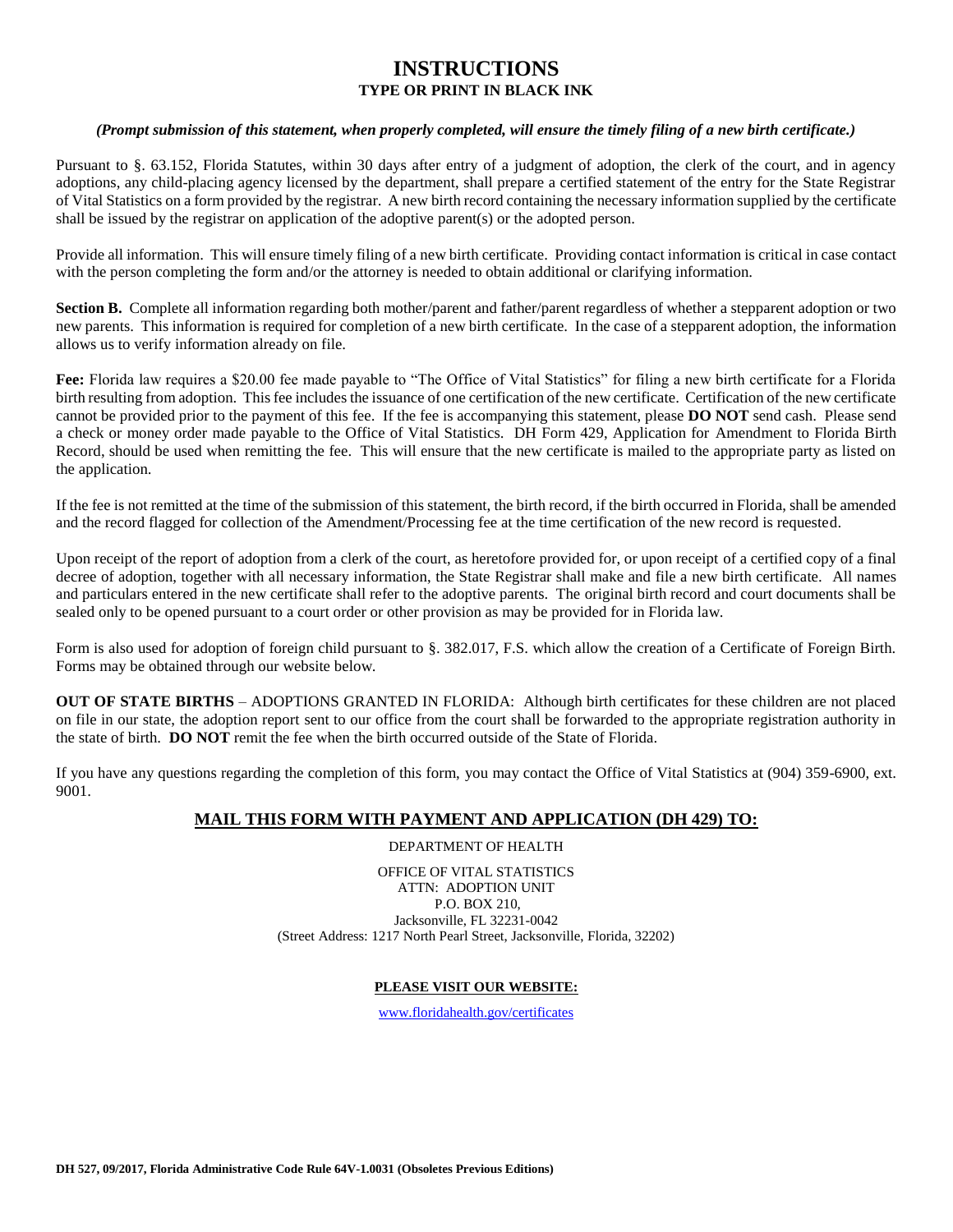# INSTRUCTIONS

**TYPE OR PRINT IN BLACK INK**

***(Prompt submission of this statement, when properly completed, will ensure the timely filing of a new birth certificate.)***

Pursuant to §. 63.152, Florida Statutes, within 30 days after entry of a judgment of adoption, the clerk of the court, and in agency adoptions, any child-placing agency licensed by the department, shall prepare a certified statement of the entry for the State Registrar of Vital Statistics on a form provided by the registrar. A new birth record containing the necessary information supplied by the certificate shall be issued by the registrar on application of the adoptive parent(s) or the adopted person.

Provide all information. This will ensure timely filing of a new birth certificate. Providing contact information is critical in case contact with the person completing the form and/or the attorney is needed to obtain additional or clarifying information.

**Section B.** Complete all information regarding both mother/parent and father/parent regardless of whether a stepparent adoption or two new parents. This information is required for completion of a new birth certificate. In the case of a stepparent adoption, the information allows us to verify information already on file.

**Fee:** Florida law requires a $20.00 fee made payable to "The Office of Vital Statistics" for filing a new birth certificate for a Florida birth resulting from adoption. This fee includes the issuance of one certification of the new certificate. Certification of the new certificate cannot be provided prior to the payment of this fee. If the fee is accompanying this statement, please **DO NOT** send cash. Please send a check or money order made payable to the Office of Vital Statistics. DH Form 429, Application for Amendment to Florida Birth Record, should be used when remitting the fee. This will ensure that the new certificate is mailed to the appropriate party as listed on the application.

If the fee is not remitted at the time of the submission of this statement, the birth record, if the birth occurred in Florida, shall be amended and the record flagged for collection of the Amendment/Processing fee at the time certification of the new record is requested.

Upon receipt of the report of adoption from a clerk of the court, as heretofore provided for, or upon receipt of a certified copy of a final decree of adoption, together with all necessary information, the State Registrar shall make and file a new birth certificate. All names and particulars entered in the new certificate shall refer to the adoptive parents. The original birth record and court documents shall be sealed only to be opened pursuant to a court order or other provision as may be provided for in Florida law.

Form is also used for adoption of foreign child pursuant to §. 382.017, F.S. which allow the creation of a Certificate of Foreign Birth. Forms may be obtained through our website below.

**OUT OF STATE BIRTHS** – ADOPTIONS GRANTED IN FLORIDA: Although birth certificates for these children are not placed on file in our state, the adoption report sent to our office from the court shall be forwarded to the appropriate registration authority in the state of birth. **DO NOT** remit the fee when the birth occurred outside of the State of Florida.

If you have any questions regarding the completion of this form, you may contact the Office of Vital Statistics at (904) 359-6900, ext. 9001.

## MAIL THIS FORM WITH PAYMENT AND APPLICATION (DH 429) TO:

DEPARTMENT OF HEALTH

OFFICE OF VITAL STATISTICS
ATTN: ADOPTION UNIT
P.O. BOX 210,
Jacksonville, FL 32231-0042
(Street Address: 1217 North Pearl Street, Jacksonville, Florida, 32202)

**PLEASE VISIT OUR WEBSITE:**

www.floridahealth.gov/certificates

**DH 527, 09/2017, Florida Administrative Code Rule 64V-1.0031 (Obsoletes Previous Editions)**